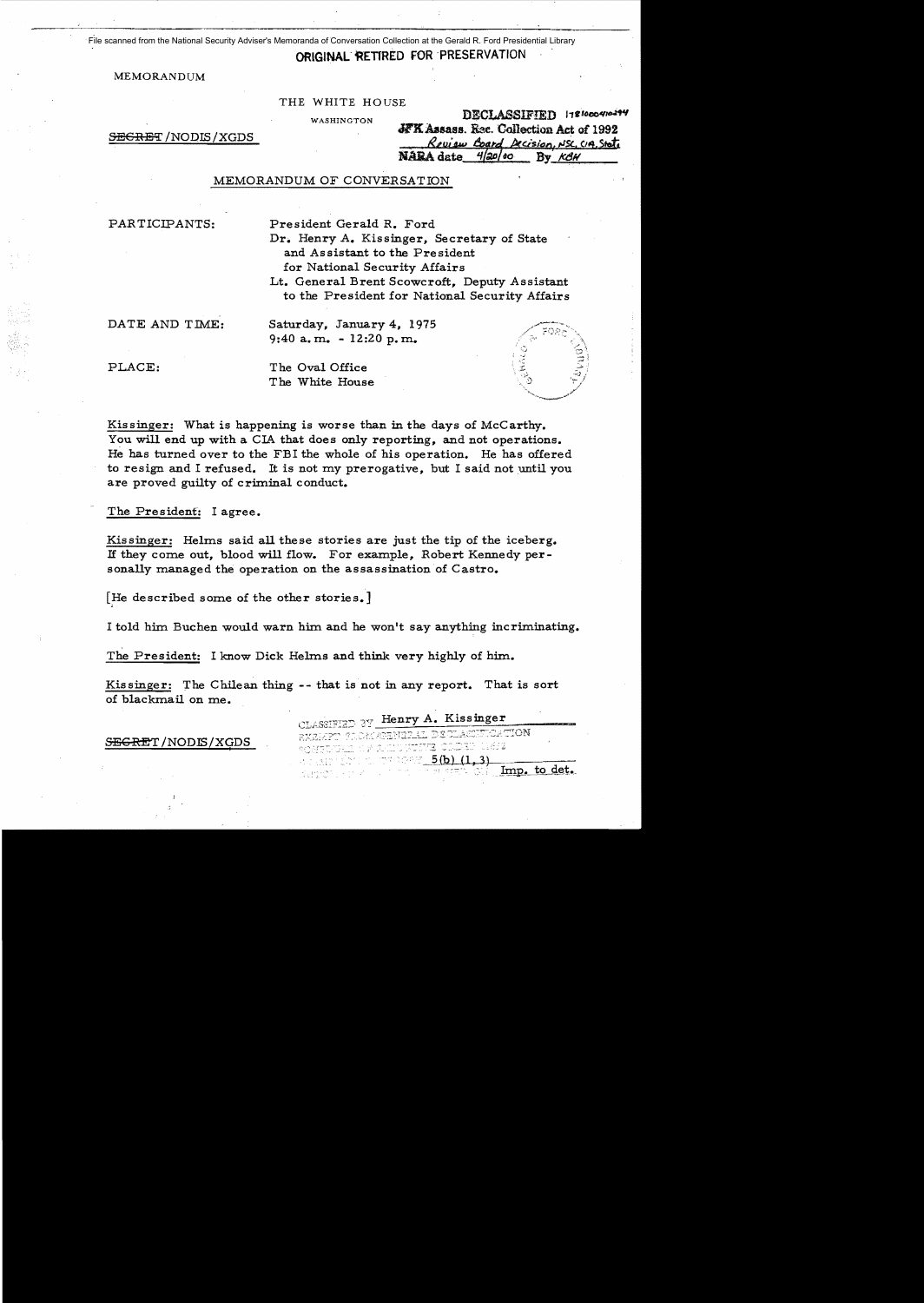File scanned from the National Security Adviser's Memoranda of Conversation Collection at the Gerald R. Ford Presidential Library

**ORIGINAL RETIRED FOR PRESERVATION**

MEMORANDUM

THE WHITE HOUSE

WASHINGTON

~~SECRET~~/NODIS/XGDS

DECLASSIFIED 178100041029
JFK Assass. Rec. Collection Act of 1992
Review Board Decision, NSC, CIA, State
NARA date 4/20/00 By KBH

## MEMORANDUM OF CONVERSATION

PARTICIPANTS: President Gerald R. Ford
Dr. Henry A. Kissinger, Secretary of State and Assistant to the President for National Security Affairs
Lt. General Brent Scowcroft, Deputy Assistant to the President for National Security Affairs

DATE AND TIME: Saturday, January 4, 1975
9:40 a.m. - 12:20 p.m.

PLACE: The Oval Office
The White House

Kissinger: What is happening is worse than in the days of McCarthy. You will end up with a CIA that does only reporting, and not operations. He has turned over to the FBI the whole of his operation. He has offered to resign and I refused. It is not my prerogative, but I said not until you are proved guilty of criminal conduct.

The President: I agree.

Kissinger: Helms said all these stories are just the tip of the iceberg. If they come out, blood will flow. For example, Robert Kennedy personally managed the operation on the assassination of Castro.

[He described some of the other stories.]

I told him Buchen would warn him and he won't say anything incriminating.

The President: I know Dick Helms and think very highly of him.

Kissinger: The Chilean thing -- that is not in any report. That is sort of blackmail on me.

~~SECRET~~/NODIS/XGDS

CLASSIFIED BY Henry A. Kissinger
EXEMPT FROM GENERAL DECLASSIFICATION
SCHEDULE OF EXECUTIVE ORDER 11652
EXEMPTION CATEGORY 5(b) (1, 3)
AUTOMATICALLY DECLASSIFIED ON Imp. to det.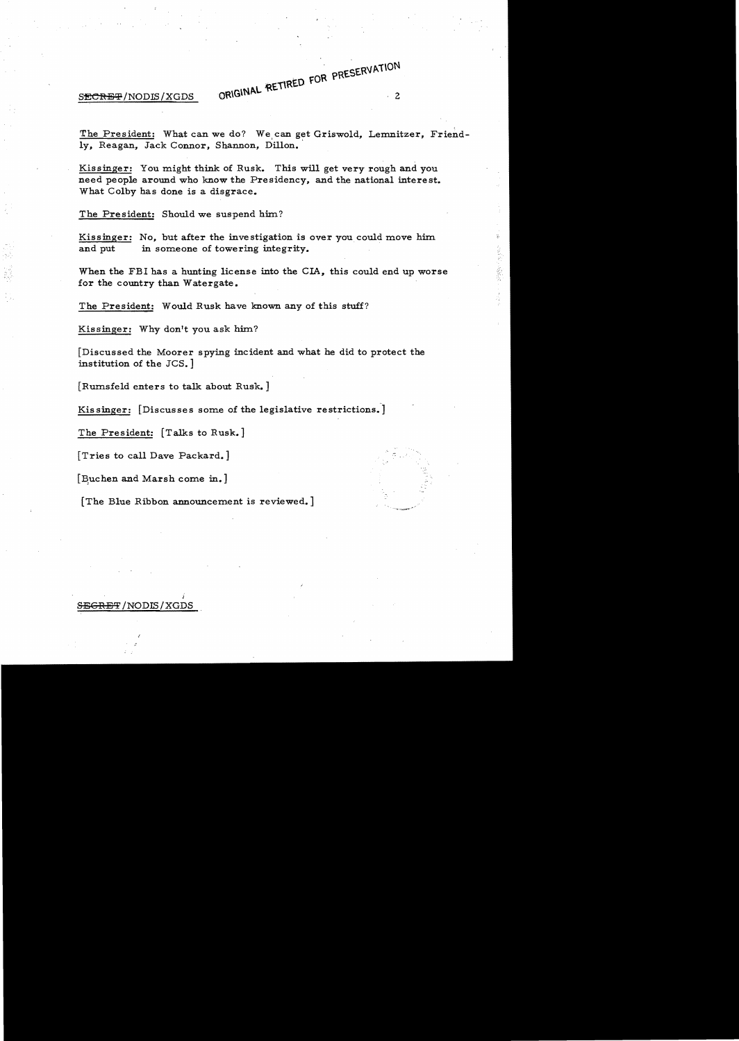The President: What can we do? We can get Griswold, Lemnitzer, Friendly, Reagan, Jack Connor, Shannon, Dillon.

Kissinger: You might think of Rusk. This will get very rough and you need people around who know the Presidency, and the national interest. What Colby has done is a disgrace.

The President: Should we suspend him?

Kissinger: No, but after the investigation is over you could move him and put in someone of towering integrity.

When the FBI has a hunting license into the CIA, this could end up worse for the country than Watergate.

The President: Would Rusk have known any of this stuff?

Kissinger: Why don't you ask him?

[Discussed the Moorer spying incident and what he did to protect the institution of the JCS.]

[Rumsfeld enters to talk about Rusk.]

Kissinger: [Discusses some of the legislative restrictions.]

The President: [Talks to Rusk.]

[Tries to call Dave Packard.]

[Buchen and Marsh come in.]

[The Blue Ribbon announcement is reviewed.]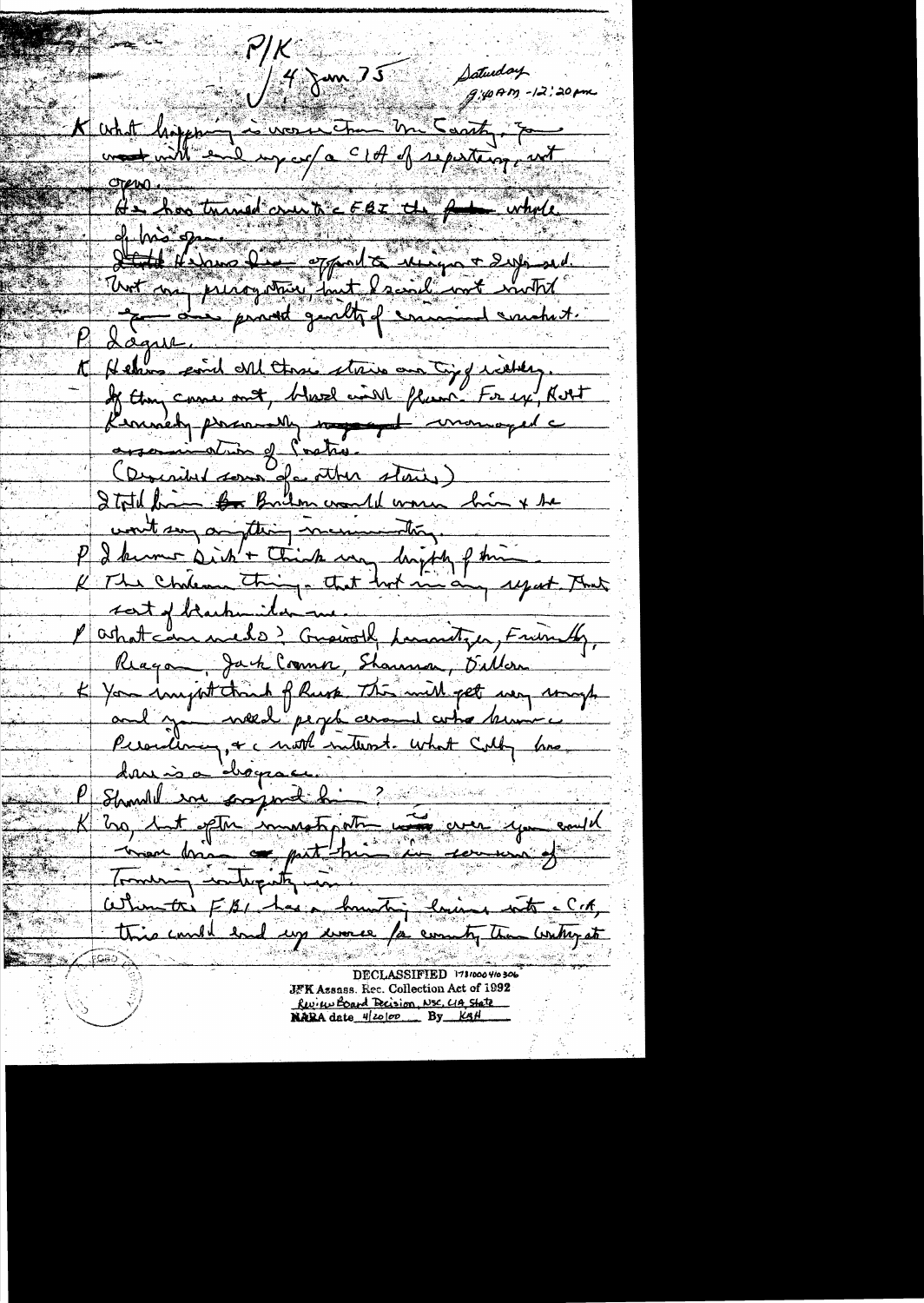P/K

4 Jan 75

Saturday

9:40 AM - 12:20 pm

K What happening is worse than McCarthy. You will end up w/a CIA of reporting, not open.

He has turned over to the FBI the whole of his operation.

Helms has been opposed to Nixon + Schlesinger. Not on prerogative, but I said not until you are proved guilty of criminal conduct.

P Agree.

K Helms said all these stories are tip of iceberg. If they come out, blood will flow. For ex, Robert Kennedy personally managed the assassination of Castro.

(Described some of the other stories)

I told him Buchen would warn him & he won't say anything incriminating.

P I know Dick & think very highly of him.

K The Chilean thing - that hurt me any report. That sort of blackmail on me.

P What commission? Griswold, Lemnitzer, Friendly, Reagan, Jack Connor, Shannon, Dillon

K You might think of Rusk. This will get very rough and you need people around who have experience, & national interest. What Colby has done is a disgrace.

P Should we suspend him?

K No, but after investigation is over you could move him or put him in somewhere of training integrity in.

When the FBI has a hunting license into CIA, this could end up worse for country than Watergate.

DECLASSIFIED 178|000410306
JFK Assass. Rec. Collection Act of 1992
Review Board Decision, NSC, CIA, State
NARA date 4/20/00 By KBH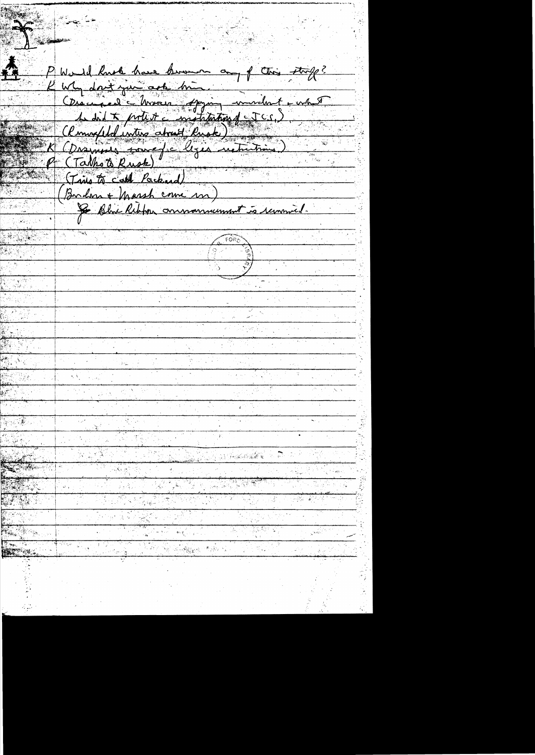P Would Rusk have known any of this stuff?

K Why don't you ask him.

(Discussed c Moore spying incident & what he did to protect c institution of c JCS.)

(Rumsfeld enters about Rusk)

K (Discusses some of c legis restrictions.)

P (Talks to Rusk)

(Tries to call Packard)

(Buchen & Marsh come in)

~~Jo~~ Blue Ribbon announcement is reviewed.